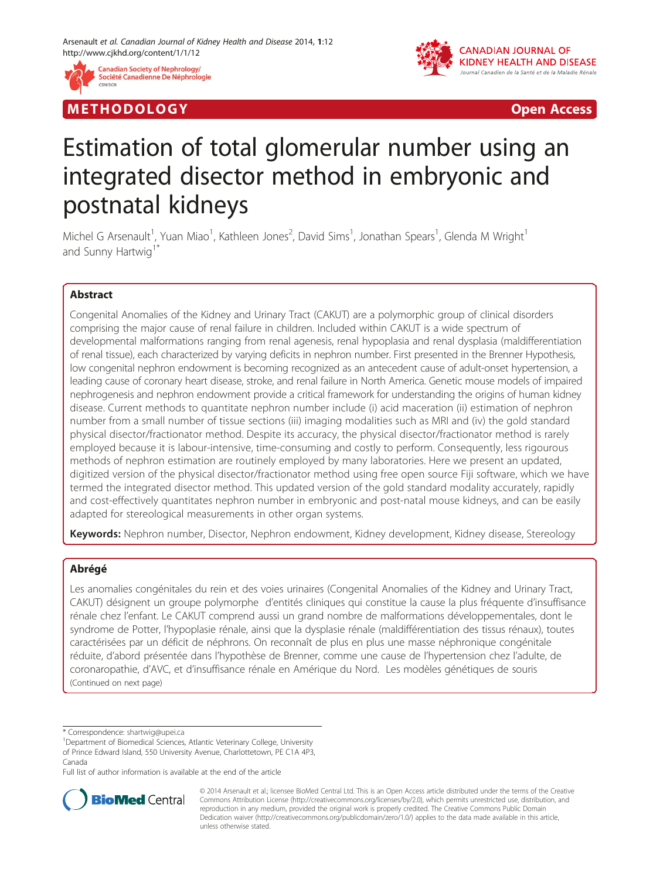METHODOLOGY Open Access

# Estimation of total glomerular number using an integrated disector method in embryonic and postnatal kidneys

Michel G Arsenault[1], Yuan Miao[1], Kathleen Jones[2], David Sims[1], Jonathan Spears[1], Glenda M Wright[1] and Sunny Hartwig[1*]

## Abstract

Congenital Anomalies of the Kidney and Urinary Tract (CAKUT) are a polymorphic group of clinical disorders comprising the major cause of renal failure in children. Included within CAKUT is a wide spectrum of developmental malformations ranging from renal agenesis, renal hypoplasia and renal dysplasia (maldifferentiation of renal tissue), each characterized by varying deficits in nephron number. First presented in the Brenner Hypothesis, low congenital nephron endowment is becoming recognized as an antecedent cause of adult-onset hypertension, a leading cause of coronary heart disease, stroke, and renal failure in North America. Genetic mouse models of impaired nephrogenesis and nephron endowment provide a critical framework for understanding the origins of human kidney disease. Current methods to quantitate nephron number include (i) acid maceration (ii) estimation of nephron number from a small number of tissue sections (iii) imaging modalities such as MRI and (iv) the gold standard physical disector/fractionator method. Despite its accuracy, the physical disector/fractionator method is rarely employed because it is labour-intensive, time-consuming and costly to perform. Consequently, less rigourous methods of nephron estimation are routinely employed by many laboratories. Here we present an updated, digitized version of the physical disector/fractionator method using free open source Fiji software, which we have termed the integrated disector method. This updated version of the gold standard modality accurately, rapidly and cost-effectively quantitates nephron number in embryonic and post-natal mouse kidneys, and can be easily adapted for stereological measurements in other organ systems.

**Keywords:** Nephron number, Disector, Nephron endowment, Kidney development, Kidney disease, Stereology

## Abrégé

Les anomalies congénitales du rein et des voies urinaires (Congenital Anomalies of the Kidney and Urinary Tract, CAKUT) désignent un groupe polymorphe d'entités cliniques qui constitue la cause la plus fréquente d'insuffisance rénale chez l'enfant. Le CAKUT comprend aussi un grand nombre de malformations développementales, dont le syndrome de Potter, l'hypoplasie rénale, ainsi que la dysplasie rénale (maldifférentiation des tissus rénaux), toutes caractérisées par un déficit de néphrons. On reconnaît de plus en plus une masse néphronique congénitale réduite, d'abord présentée dans l'hypothèse de Brenner, comme une cause de l'hypertension chez l'adulte, de coronaropathie, d'AVC, et d'insuffisance rénale en Amérique du Nord. Les modèles génétiques de souris
(Continued on next page)

\* Correspondence: shartwig@upei.ca
[1]Department of Biomedical Sciences, Atlantic Veterinary College, University of Prince Edward Island, 550 University Avenue, Charlottetown, PE C1A 4P3, Canada
Full list of author information is available at the end of the article

© 2014 Arsenault et al.; licensee BioMed Central Ltd. This is an Open Access article distributed under the terms of the Creative Commons Attribution License (http://creativecommons.org/licenses/by/2.0), which permits unrestricted use, distribution, and reproduction in any medium, provided the original work is properly credited. The Creative Commons Public Domain Dedication waiver (http://creativecommons.org/publicdomain/zero/1.0/) applies to the data made available in this article, unless otherwise stated.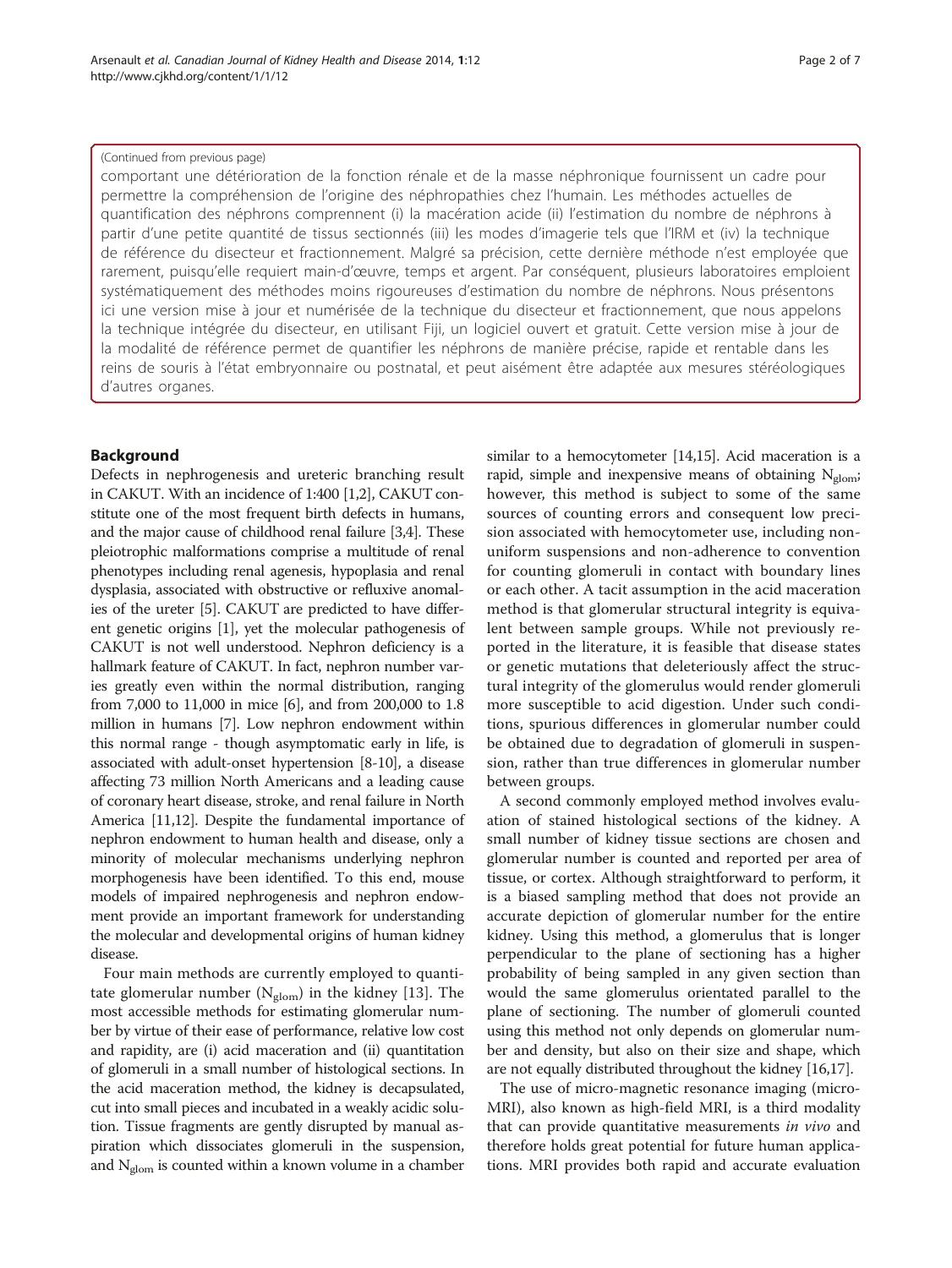(Continued from previous page)

comportant une détérioration de la fonction rénale et de la masse néphronique fournissent un cadre pour permettre la compréhension de l'origine des néphropathies chez l'humain. Les méthodes actuelles de quantification des néphrons comprennent (i) la macération acide (ii) l'estimation du nombre de néphrons à partir d'une petite quantité de tissus sectionnés (iii) les modes d'imagerie tels que l'IRM et (iv) la technique de référence du disecteur et fractionnement. Malgré sa précision, cette dernière méthode n'est employée que rarement, puisqu'elle requiert main-d'œuvre, temps et argent. Par conséquent, plusieurs laboratoires emploient systématiquement des méthodes moins rigoureuses d'estimation du nombre de néphrons. Nous présentons ici une version mise à jour et numérisée de la technique du disecteur et fractionnement, que nous appelons la technique intégrée du disecteur, en utilisant Fiji, un logiciel ouvert et gratuit. Cette version mise à jour de la modalité de référence permet de quantifier les néphrons de manière précise, rapide et rentable dans les reins de souris à l'état embryonnaire ou postnatal, et peut aisément être adaptée aux mesures stéréologiques d'autres organes.

## Background

Defects in nephrogenesis and ureteric branching result in CAKUT. With an incidence of 1:400 [1,2], CAKUT constitute one of the most frequent birth defects in humans, and the major cause of childhood renal failure [3,4]. These pleiotrophic malformations comprise a multitude of renal phenotypes including renal agenesis, hypoplasia and renal dysplasia, associated with obstructive or refluxive anomalies of the ureter [5]. CAKUT are predicted to have different genetic origins [1], yet the molecular pathogenesis of CAKUT is not well understood. Nephron deficiency is a hallmark feature of CAKUT. In fact, nephron number varies greatly even within the normal distribution, ranging from 7,000 to 11,000 in mice [6], and from 200,000 to 1.8 million in humans [7]. Low nephron endowment within this normal range - though asymptomatic early in life, is associated with adult-onset hypertension [8-10], a disease affecting 73 million North Americans and a leading cause of coronary heart disease, stroke, and renal failure in North America [11,12]. Despite the fundamental importance of nephron endowment to human health and disease, only a minority of molecular mechanisms underlying nephron morphogenesis have been identified. To this end, mouse models of impaired nephrogenesis and nephron endowment provide an important framework for understanding the molecular and developmental origins of human kidney disease.

Four main methods are currently employed to quantitate glomerular number ($N_{glom}$) in the kidney [13]. The most accessible methods for estimating glomerular number by virtue of their ease of performance, relative low cost and rapidity, are (i) acid maceration and (ii) quantitation of glomeruli in a small number of histological sections. In the acid maceration method, the kidney is decapsulated, cut into small pieces and incubated in a weakly acidic solution. Tissue fragments are gently disrupted by manual aspiration which dissociates glomeruli in the suspension, and $N_{glom}$ is counted within a known volume in a chamber similar to a hemocytometer [14,15]. Acid maceration is a rapid, simple and inexpensive means of obtaining $N_{glom}$; however, this method is subject to some of the same sources of counting errors and consequent low precision associated with hemocytometer use, including non-uniform suspensions and non-adherence to convention for counting glomeruli in contact with boundary lines or each other. A tacit assumption in the acid maceration method is that glomerular structural integrity is equivalent between sample groups. While not previously reported in the literature, it is feasible that disease states or genetic mutations that deleteriously affect the structural integrity of the glomerulus would render glomeruli more susceptible to acid digestion. Under such conditions, spurious differences in glomerular number could be obtained due to degradation of glomeruli in suspension, rather than true differences in glomerular number between groups.

A second commonly employed method involves evaluation of stained histological sections of the kidney. A small number of kidney tissue sections are chosen and glomerular number is counted and reported per area of tissue, or cortex. Although straightforward to perform, it is a biased sampling method that does not provide an accurate depiction of glomerular number for the entire kidney. Using this method, a glomerulus that is longer perpendicular to the plane of sectioning has a higher probability of being sampled in any given section than would the same glomerulus orientated parallel to the plane of sectioning. The number of glomeruli counted using this method not only depends on glomerular number and density, but also on their size and shape, which are not equally distributed throughout the kidney [16,17].

The use of micro-magnetic resonance imaging (micro-MRI), also known as high-field MRI, is a third modality that can provide quantitative measurements *in vivo* and therefore holds great potential for future human applications. MRI provides both rapid and accurate evaluation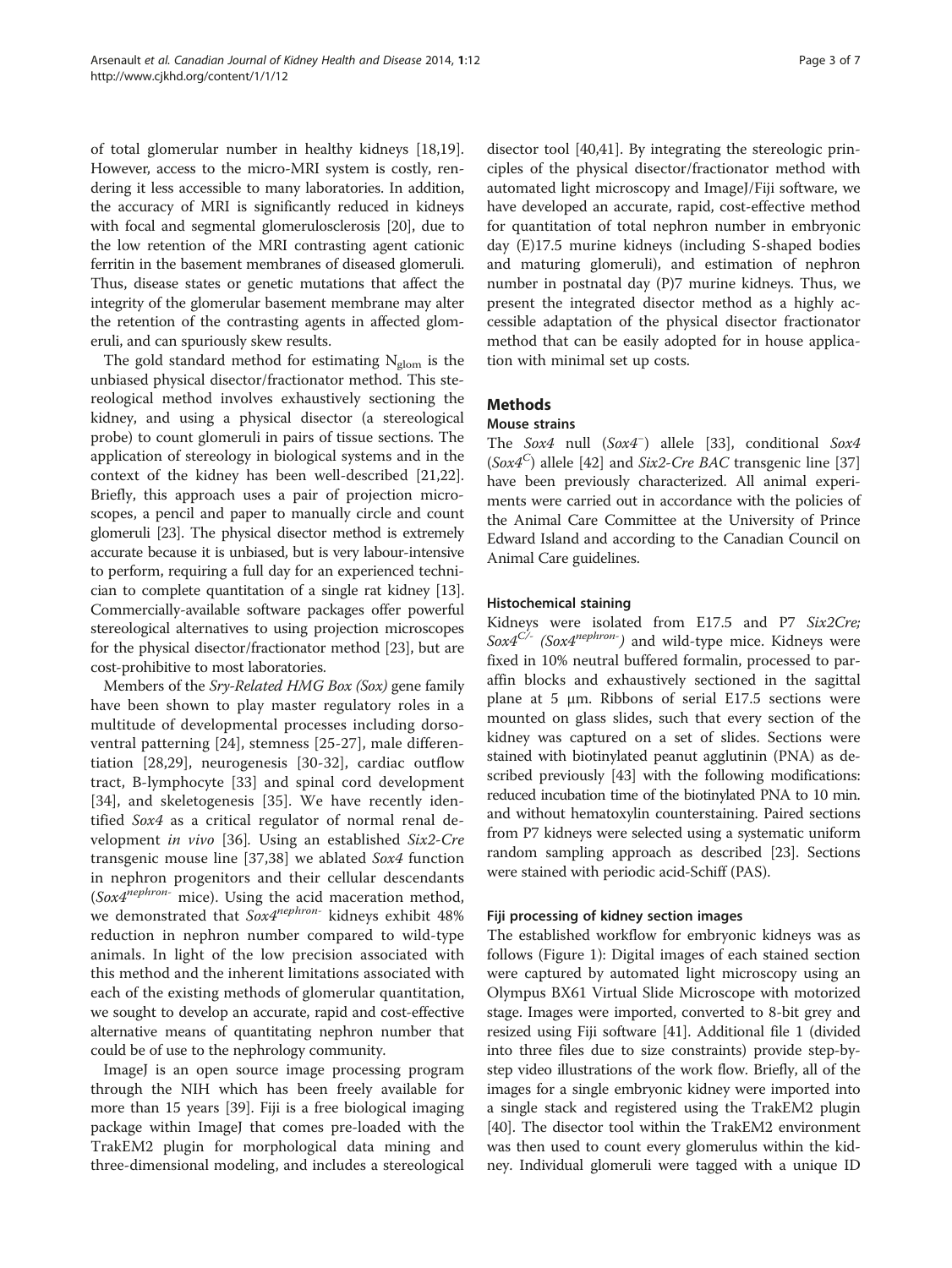of total glomerular number in healthy kidneys [18,19]. However, access to the micro-MRI system is costly, rendering it less accessible to many laboratories. In addition, the accuracy of MRI is significantly reduced in kidneys with focal and segmental glomerulosclerosis [20], due to the low retention of the MRI contrasting agent cationic ferritin in the basement membranes of diseased glomeruli. Thus, disease states or genetic mutations that affect the integrity of the glomerular basement membrane may alter the retention of the contrasting agents in affected glomeruli, and can spuriously skew results.

The gold standard method for estimating $N_{glom}$ is the unbiased physical disector/fractionator method. This stereological method involves exhaustively sectioning the kidney, and using a physical disector (a stereological probe) to count glomeruli in pairs of tissue sections. The application of stereology in biological systems and in the context of the kidney has been well-described [21,22]. Briefly, this approach uses a pair of projection microscopes, a pencil and paper to manually circle and count glomeruli [23]. The physical disector method is extremely accurate because it is unbiased, but is very labour-intensive to perform, requiring a full day for an experienced technician to complete quantitation of a single rat kidney [13]. Commercially-available software packages offer powerful stereological alternatives to using projection microscopes for the physical disector/fractionator method [23], but are cost-prohibitive to most laboratories.

Members of the *Sry-Related HMG Box (Sox)* gene family have been shown to play master regulatory roles in a multitude of developmental processes including dorsoventral patterning [24], stemness [25-27], male differentiation [28,29], neurogenesis [30-32], cardiac outflow tract, B-lymphocyte [33] and spinal cord development [34], and skeletogenesis [35]. We have recently identified *Sox4* as a critical regulator of normal renal development *in vivo* [36]. Using an established *Six2-Cre* transgenic mouse line [37,38] we ablated *Sox4* function in nephron progenitors and their cellular descendants ($Sox4^{nephron-}$ mice). Using the acid maceration method, we demonstrated that $Sox4^{nephron-}$ kidneys exhibit 48% reduction in nephron number compared to wild-type animals. In light of the low precision associated with this method and the inherent limitations associated with each of the existing methods of glomerular quantitation, we sought to develop an accurate, rapid and cost-effective alternative means of quantitating nephron number that could be of use to the nephrology community.

ImageJ is an open source image processing program through the NIH which has been freely available for more than 15 years [39]. Fiji is a free biological imaging package within ImageJ that comes pre-loaded with the TrakEM2 plugin for morphological data mining and three-dimensional modeling, and includes a stereological disector tool [40,41]. By integrating the stereologic principles of the physical disector/fractionator method with automated light microscopy and ImageJ/Fiji software, we have developed an accurate, rapid, cost-effective method for quantitation of total nephron number in embryonic day (E)17.5 murine kidneys (including S-shaped bodies and maturing glomeruli), and estimation of nephron number in postnatal day (P)7 murine kidneys. Thus, we present the integrated disector method as a highly accessible adaptation of the physical disector fractionator method that can be easily adopted for in house application with minimal set up costs.

## Methods

### Mouse strains

The *Sox4* null ($Sox4^{-}$) allele [33], conditional *Sox4* ($Sox4^{C}$) allele [42] and *Six2-Cre BAC* transgenic line [37] have been previously characterized. All animal experiments were carried out in accordance with the policies of the Animal Care Committee at the University of Prince Edward Island and according to the Canadian Council on Animal Care guidelines.

### Histochemical staining

Kidneys were isolated from E17.5 and P7 *Six2Cre;* $Sox4^{C/-}$ ($Sox4^{nephron-}$) and wild-type mice. Kidneys were fixed in 10% neutral buffered formalin, processed to paraffin blocks and exhaustively sectioned in the sagittal plane at 5 μm. Ribbons of serial E17.5 sections were mounted on glass slides, such that every section of the kidney was captured on a set of slides. Sections were stained with biotinylated peanut agglutinin (PNA) as described previously [43] with the following modifications: reduced incubation time of the biotinylated PNA to 10 min. and without hematoxylin counterstaining. Paired sections from P7 kidneys were selected using a systematic uniform random sampling approach as described [23]. Sections were stained with periodic acid-Schiff (PAS).

### Fiji processing of kidney section images

The established workflow for embryonic kidneys was as follows (Figure 1): Digital images of each stained section were captured by automated light microscopy using an Olympus BX61 Virtual Slide Microscope with motorized stage. Images were imported, converted to 8-bit grey and resized using Fiji software [41]. Additional file 1 (divided into three files due to size constraints) provide step-by-step video illustrations of the work flow. Briefly, all of the images for a single embryonic kidney were imported into a single stack and registered using the TrakEM2 plugin [40]. The disector tool within the TrakEM2 environment was then used to count every glomerulus within the kidney. Individual glomeruli were tagged with a unique ID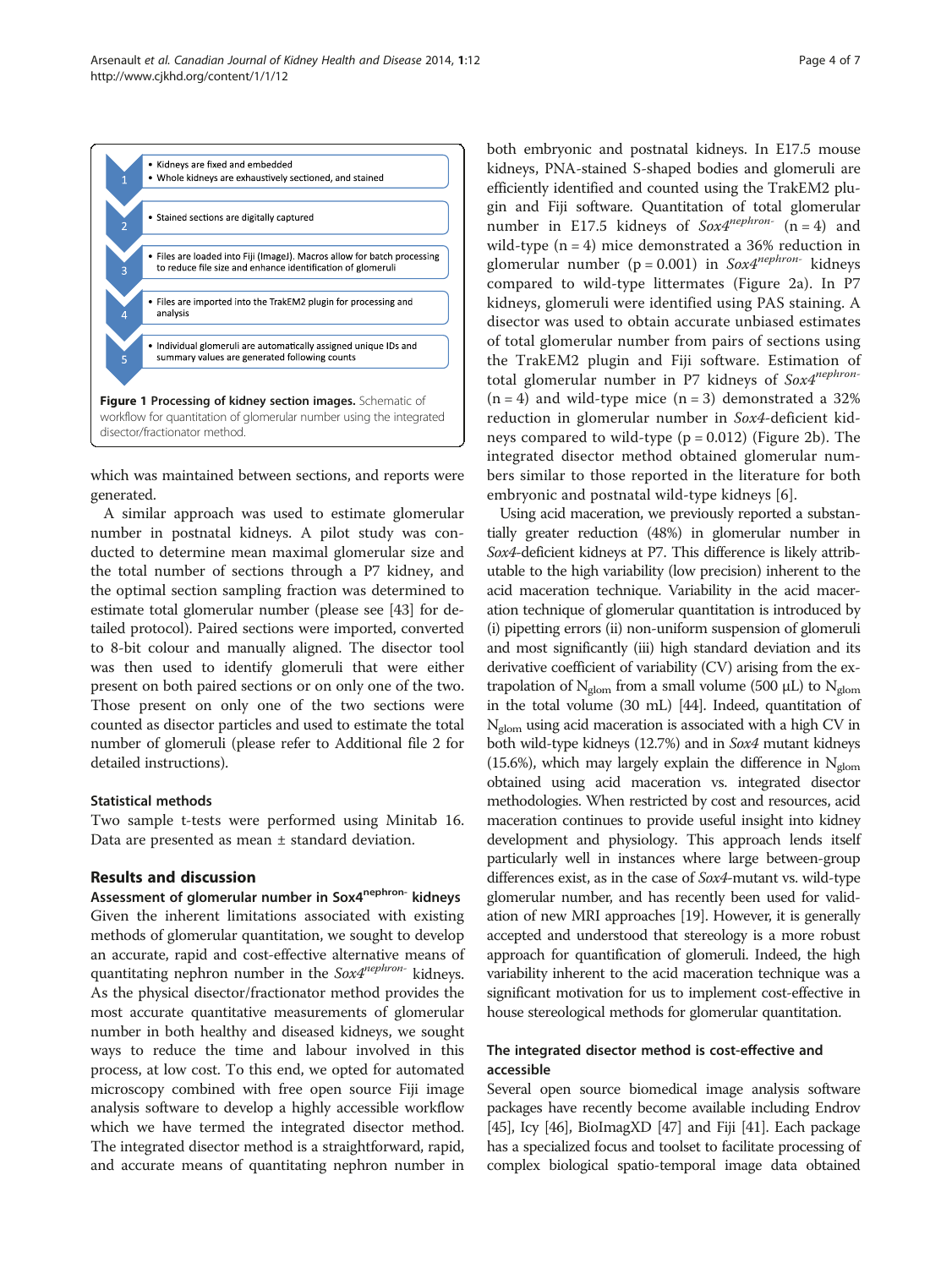1. - Kidneys are fixed and embedded
   - Whole kidneys are exhaustively sectioned, and stained
2. - Stained sections are digitally captured
3. - Files are loaded into Fiji (ImageJ). Macros allow for batch processing to reduce file size and enhance identification of glomeruli
4. - Files are imported into the TrakEM2 plugin for processing and analysis
5. - Individual glomeruli are automatically assigned unique IDs and summary values are generated following counts

**Figure 1 Processing of kidney section images.** Schematic of workflow for quantitation of glomerular number using the integrated disector/fractionator method.

which was maintained between sections, and reports were generated.

A similar approach was used to estimate glomerular number in postnatal kidneys. A pilot study was conducted to determine mean maximal glomerular size and the total number of sections through a P7 kidney, and the optimal section sampling fraction was determined to estimate total glomerular number (please see [43] for detailed protocol). Paired sections were imported, converted to 8-bit colour and manually aligned. The disector tool was then used to identify glomeruli that were either present on both paired sections or on only one of the two. Those present on only one of the two sections were counted as disector particles and used to estimate the total number of glomeruli (please refer to Additional file 2 for detailed instructions).

### Statistical methods

Two sample t-tests were performed using Minitab 16. Data are presented as mean ± standard deviation.

## Results and discussion

### Assessment of glomerular number in Sox4$^{nephron-}$ kidneys

Given the inherent limitations associated with existing methods of glomerular quantitation, we sought to develop an accurate, rapid and cost-effective alternative means of quantitating nephron number in the *Sox4$^{nephron-}$* kidneys. As the physical disector/fractionator method provides the most accurate quantitative measurements of glomerular number in both healthy and diseased kidneys, we sought ways to reduce the time and labour involved in this process, at low cost. To this end, we opted for automated microscopy combined with free open source Fiji image analysis software to develop a highly accessible workflow which we have termed the integrated disector method. The integrated disector method is a straightforward, rapid, and accurate means of quantitating nephron number in both embryonic and postnatal kidneys. In E17.5 mouse kidneys, PNA-stained S-shaped bodies and glomeruli are efficiently identified and counted using the TrakEM2 plugin and Fiji software. Quantitation of total glomerular number in E17.5 kidneys of *Sox4$^{nephron-}$* (n = 4) and wild-type (n = 4) mice demonstrated a 36% reduction in glomerular number (p = 0.001) in *Sox4$^{nephron-}$* kidneys compared to wild-type littermates (Figure 2a). In P7 kidneys, glomeruli were identified using PAS staining. A disector was used to obtain accurate unbiased estimates of total glomerular number from pairs of sections using the TrakEM2 plugin and Fiji software. Estimation of total glomerular number in P7 kidneys of *Sox4$^{nephron-}$* (n = 4) and wild-type mice (n = 3) demonstrated a 32% reduction in glomerular number in *Sox4*-deficient kidneys compared to wild-type (p = 0.012) (Figure 2b). The integrated disector method obtained glomerular numbers similar to those reported in the literature for both embryonic and postnatal wild-type kidneys [6].

Using acid maceration, we previously reported a substantially greater reduction (48%) in glomerular number in *Sox4*-deficient kidneys at P7. This difference is likely attributable to the high variability (low precision) inherent to the acid maceration technique. Variability in the acid maceration technique of glomerular quantitation is introduced by (i) pipetting errors (ii) non-uniform suspension of glomeruli and most significantly (iii) high standard deviation and its derivative coefficient of variability (CV) arising from the extrapolation of $N_{glom}$ from a small volume (500 μL) to $N_{glom}$ in the total volume (30 mL) [44]. Indeed, quantitation of $N_{glom}$ using acid maceration is associated with a high CV in both wild-type kidneys (12.7%) and in *Sox4* mutant kidneys (15.6%), which may largely explain the difference in $N_{glom}$ obtained using acid maceration vs. integrated disector methodologies. When restricted by cost and resources, acid maceration continues to provide useful insight into kidney development and physiology. This approach lends itself particularly well in instances where large between-group differences exist, as in the case of *Sox4*-mutant vs. wild-type glomerular number, and has recently been used for validation of new MRI approaches [19]. However, it is generally accepted and understood that stereology is a more robust approach for quantification of glomeruli. Indeed, the high variability inherent to the acid maceration technique was a significant motivation for us to implement cost-effective in house stereological methods for glomerular quantitation.

### The integrated disector method is cost-effective and accessible

Several open source biomedical image analysis software packages have recently become available including Endrov [45], Icy [46], BioImagXD [47] and Fiji [41]. Each package has a specialized focus and toolset to facilitate processing of complex biological spatio-temporal image data obtained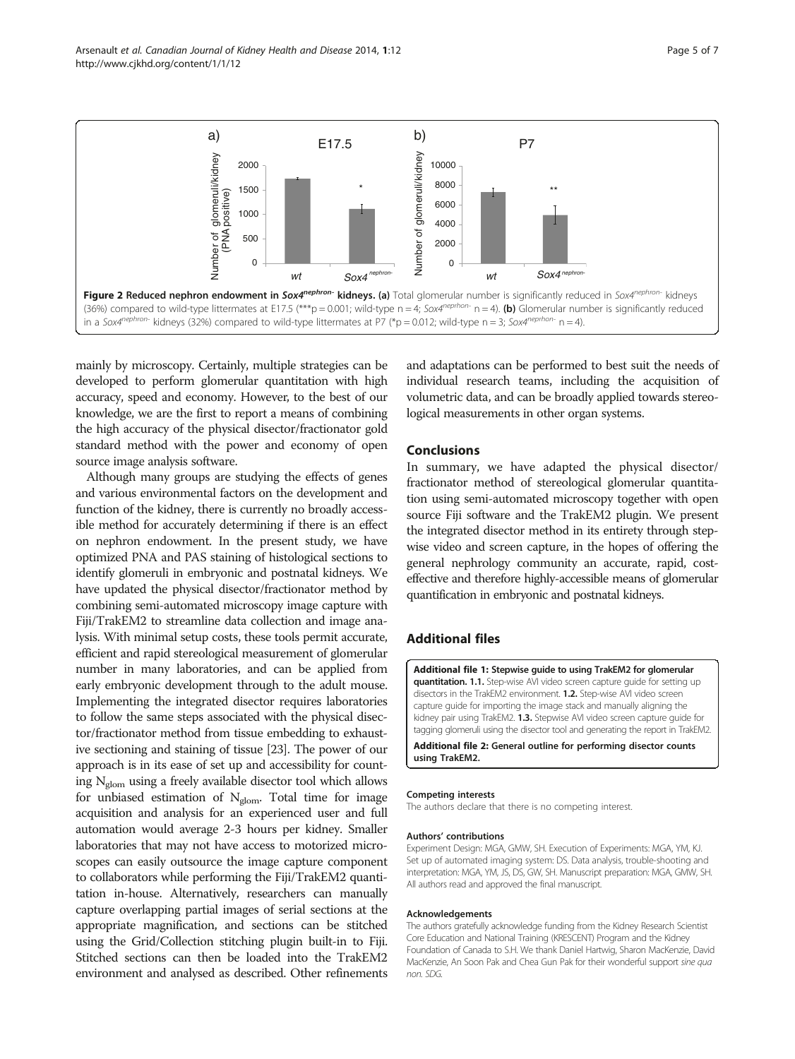Figure 2 Reduced nephron endowment in *Sox4*[nephron-] kidneys. (a) Total glomerular number is significantly reduced in *Sox4*[nephron-] kidneys (36%) compared to wild-type littermates at E17.5 (***p = 0.001; wild-type n = 4; *Sox4*[neprhon-] n = 4). (b) Glomerular number is significantly reduced in a *Sox4*[nephron-] kidneys (32%) compared to wild-type littermates at P7 (*p = 0.012; wild-type n = 3; *Sox4*[neprhon-] n = 4).

mainly by microscopy. Certainly, multiple strategies can be developed to perform glomerular quantitation with high accuracy, speed and economy. However, to the best of our knowledge, we are the first to report a means of combining the high accuracy of the physical disector/fractionator gold standard method with the power and economy of open source image analysis software.

Although many groups are studying the effects of genes and various environmental factors on the development and function of the kidney, there is currently no broadly accessible method for accurately determining if there is an effect on nephron endowment. In the present study, we have optimized PNA and PAS staining of histological sections to identify glomeruli in embryonic and postnatal kidneys. We have updated the physical disector/fractionator method by combining semi-automated microscopy image capture with Fiji/TrakEM2 to streamline data collection and image analysis. With minimal setup costs, these tools permit accurate, efficient and rapid stereological measurement of glomerular number in many laboratories, and can be applied from early embryonic development through to the adult mouse. Implementing the integrated disector requires laboratories to follow the same steps associated with the physical disector/fractionator method from tissue embedding to exhaustive sectioning and staining of tissue [23]. The power of our approach is in its ease of set up and accessibility for counting $N_{glom}$ using a freely available disector tool which allows for unbiased estimation of $N_{glom}$. Total time for image acquisition and analysis for an experienced user and full automation would average 2-3 hours per kidney. Smaller laboratories that may not have access to motorized microscopes can easily outsource the image capture component to collaborators while performing the Fiji/TrakEM2 quantitation in-house. Alternatively, researchers can manually capture overlapping partial images of serial sections at the appropriate magnification, and sections can be stitched using the Grid/Collection stitching plugin built-in to Fiji. Stitched sections can then be loaded into the TrakEM2 environment and analysed as described. Other refinements and adaptations can be performed to best suit the needs of individual research teams, including the acquisition of volumetric data, and can be broadly applied towards stereological measurements in other organ systems.

## Conclusions

In summary, we have adapted the physical disector/fractionator method of stereological glomerular quantitation using semi-automated microscopy together with open source Fiji software and the TrakEM2 plugin. We present the integrated disector method in its entirety through stepwise video and screen capture, in the hopes of offering the general nephrology community an accurate, rapid, cost-effective and therefore highly-accessible means of glomerular quantification in embryonic and postnatal kidneys.

## Additional files

**Additional file 1: Stepwise guide to using TrakEM2 for glomerular quantitation. 1.1.** Step-wise AVI video screen capture guide for setting up disectors in the TrakEM2 environment. **1.2.** Step-wise AVI video screen capture guide for importing the image stack and manually aligning the kidney pair using TrakEM2. **1.3.** Stepwise AVI video screen capture guide for tagging glomeruli using the disector tool and generating the report in TrakEM2.

**Additional file 2: General outline for performing disector counts using TrakEM2.**

#### Competing interests

The authors declare that there is no competing interest.

#### Authors' contributions

Experiment Design: MGA, GMW, SH. Execution of Experiments: MGA, YM, KJ. Set up of automated imaging system: DS. Data analysis, trouble-shooting and interpretation: MGA, YM, JS, DS, GW, SH. Manuscript preparation: MGA, GMW, SH. All authors read and approved the final manuscript.

#### Acknowledgements

The authors gratefully acknowledge funding from the Kidney Research Scientist Core Education and National Training (KRESCENT) Program and the Kidney Foundation of Canada to S.H. We thank Daniel Hartwig, Sharon MacKenzie, David MacKenzie, An Soon Pak and Chea Gun Pak for their wonderful support *sine qua non. SDG.*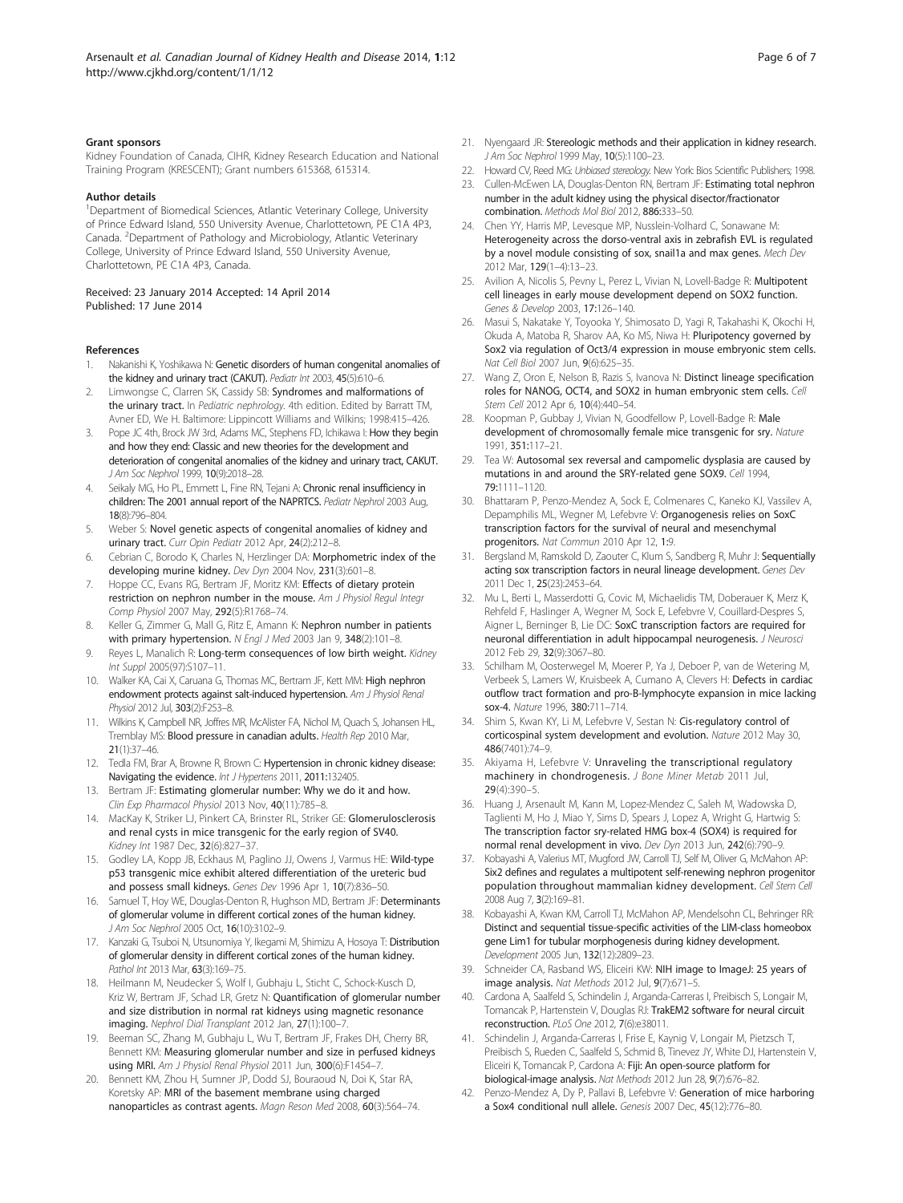#### Grant sponsors

Kidney Foundation of Canada, CIHR, Kidney Research Education and National Training Program (KRESCENT); Grant numbers 615368, 615314.

#### Author details

[1]Department of Biomedical Sciences, Atlantic Veterinary College, University of Prince Edward Island, 550 University Avenue, Charlottetown, PE C1A 4P3, Canada. [2]Department of Pathology and Microbiology, Atlantic Veterinary College, University of Prince Edward Island, 550 University Avenue, Charlottetown, PE C1A 4P3, Canada.

Received: 23 January 2014 Accepted: 14 April 2014
Published: 17 June 2014

#### References

1. Nakanishi K, Yoshikawa N: **Genetic disorders of human congenital anomalies of the kidney and urinary tract (CAKUT).** *Pediatr Int* 2003, **45**(5):610–6.
2. Limwongse C, Clarren SK, Cassidy SB: **Syndromes and malformations of the urinary tract.** In *Pediatric nephrology.* 4th edition. Edited by Barratt TM, Avner ED, We H. Baltimore: Lippincott Williams and Wilkins; 1998:415–426.
3. Pope JC 4th, Brock JW 3rd, Adams MC, Stephens FD, Ichikawa I: **How they begin and how they end: Classic and new theories for the development and deterioration of congenital anomalies of the kidney and urinary tract, CAKUT.** *J Am Soc Nephrol* 1999, **10**(9):2018–28.
4. Seikaly MG, Ho PL, Emmett L, Fine RN, Tejani A: **Chronic renal insufficiency in children: The 2001 annual report of the NAPRTCS.** *Pediatr Nephrol* 2003 Aug, **18**(8):796–804.
5. Weber S: **Novel genetic aspects of congenital anomalies of kidney and urinary tract.** *Curr Opin Pediatr* 2012 Apr, **24**(2):212–8.
6. Cebrian C, Borodo K, Charles N, Herzlinger DA: **Morphometric index of the developing murine kidney.** *Dev Dyn* 2004 Nov, **231**(3):601–8.
7. Hoppe CC, Evans RG, Bertram JF, Moritz KM: **Effects of dietary protein restriction on nephron number in the mouse.** *Am J Physiol Regul Integr Comp Physiol* 2007 May, **292**(5):R1768–74.
8. Keller G, Zimmer G, Mall G, Ritz E, Amann K: **Nephron number in patients with primary hypertension.** *N Engl J Med* 2003 Jan 9, **348**(2):101–8.
9. Reyes L, Manalich R: **Long-term consequences of low birth weight.** *Kidney Int Suppl* 2005(97):S107–11.
10. Walker KA, Cai X, Caruana G, Thomas MC, Bertram JF, Kett MM: **High nephron endowment protects against salt-induced hypertension.** *Am J Physiol Renal Physiol* 2012 Jul, **303**(2):F253–8.
11. Wilkins K, Campbell NR, Joffres MR, McAlister FA, Nichol M, Quach S, Johansen HL, Tremblay MS: **Blood pressure in canadian adults.** *Health Rep* 2010 Mar, **21**(1):37–46.
12. Tedla FM, Brar A, Browne R, Brown C: **Hypertension in chronic kidney disease: Navigating the evidence.** *Int J Hypertens* 2011, **2011**:132405.
13. Bertram JF: **Estimating glomerular number: Why we do it and how.** *Clin Exp Pharmacol Physiol* 2013 Nov, **40**(11):785–8.
14. MacKay K, Striker LJ, Pinkert CA, Brinster RL, Striker GE: **Glomerulosclerosis and renal cysts in mice transgenic for the early region of SV40.** *Kidney Int* 1987 Dec, **32**(6):827–37.
15. Godley LA, Kopp JB, Eckhaus M, Paglino JJ, Owens J, Varmus HE: **Wild-type p53 transgenic mice exhibit altered differentiation of the ureteric bud and possess small kidneys.** *Genes Dev* 1996 Apr 1, **10**(7):836–50.
16. Samuel T, Hoy WE, Douglas-Denton R, Hughson MD, Bertram JF: **Determinants of glomerular volume in different cortical zones of the human kidney.** *J Am Soc Nephrol* 2005 Oct, **16**(10):3102–9.
17. Kanzaki G, Tsuboi N, Utsunomiya Y, Ikegami M, Shimizu A, Hosoya T: **Distribution of glomerular density in different cortical zones of the human kidney.** *Pathol Int* 2013 Mar, **63**(3):169–75.
18. Heilmann M, Neudecker S, Wolf I, Gubhaju L, Sticht C, Schock-Kusch D, Kriz W, Bertram JF, Schad LR, Gretz N: **Quantification of glomerular number and size distribution in normal rat kidneys using magnetic resonance imaging.** *Nephrol Dial Transplant* 2012 Jan, **27**(1):100–7.
19. Beeman SC, Zhang M, Gubhaju L, Wu T, Bertram JF, Frakes DH, Cherry BR, Bennett KM: **Measuring glomerular number and size in perfused kidneys using MRI.** *Am J Physiol Renal Physiol* 2011 Jun, **300**(6):F1454–7.
20. Bennett KM, Zhou H, Sumner JP, Dodd SJ, Bouraoud N, Doi K, Star RA, Koretsky AP: **MRI of the basement membrane using charged nanoparticles as contrast agents.** *Magn Reson Med* 2008, **60**(3):564–74.
21. Nyengaard JR: **Stereologic methods and their application in kidney research.** *J Am Soc Nephrol* 1999 May, **10**(5):1100–23.
22. Howard CV, Reed MG: *Unbiased stereology.* New York: Bios Scientific Publishers; 1998.
23. Cullen-McEwen LA, Douglas-Denton RN, Bertram JF: **Estimating total nephron number in the adult kidney using the physical disector/fractionator combination.** *Methods Mol Biol* 2012, **886**:333–50.
24. Chen YY, Harris MP, Levesque MP, Nusslein-Volhard C, Sonawane M: **Heterogeneity across the dorso-ventral axis in zebrafish EVL is regulated by a novel module consisting of sox, snail1a and max genes.** *Mech Dev* 2012 Mar, **129**(1–4):13–23.
25. Avilion A, Nicolis S, Pevny L, Perez L, Vivian N, Lovell-Badge R: **Multipotent cell lineages in early mouse development depend on SOX2 function.** *Genes & Develop* 2003, **17**:126–140.
26. Masui S, Nakatake Y, Toyooka Y, Shimosato D, Yagi R, Takahashi K, Okochi H, Okuda A, Matoba R, Sharov AA, Ko MS, Niwa H: **Pluripotency governed by Sox2 via regulation of Oct3/4 expression in mouse embryonic stem cells.** *Nat Cell Biol* 2007 Jun, **9**(6):625–35.
27. Wang Z, Oron E, Nelson B, Razis S, Ivanova N: **Distinct lineage specification roles for NANOG, OCT4, and SOX2 in human embryonic stem cells.** *Cell Stem Cell* 2012 Apr 6, **10**(4):440–54.
28. Koopman P, Gubbay J, Vivian N, Goodfellow P, Lovell-Badge R: **Male development of chromosomally female mice transgenic for sry.** *Nature* 1991, **351**:117–21.
29. Tea W: **Autosomal sex reversal and campomelic dysplasia are caused by mutations in and around the SRY-related gene SOX9.** *Cell* 1994, **79**:1111–1120.
30. Bhattaram P, Penzo-Mendez A, Sock E, Colmenares C, Kaneko KJ, Vassilev A, Depamphilis ML, Wegner M, Lefebvre V: **Organogenesis relies on SoxC transcription factors for the survival of neural and mesenchymal progenitors.** *Nat Commun* 2010 Apr 12, **1**:9.
31. Bergsland M, Ramskold D, Zaouter C, Klum S, Sandberg R, Muhr J: **Sequentially acting sox transcription factors in neural lineage development.** *Genes Dev* 2011 Dec 1, **25**(23):2453–64.
32. Mu L, Berti L, Masserdotti G, Covic M, Michaelidis TM, Doberauer K, Merz K, Rehfeld F, Haslinger A, Wegner M, Sock E, Lefebvre V, Couillard-Despres S, Aigner L, Berninger B, Lie DC: **SoxC transcription factors are required for neuronal differentiation in adult hippocampal neurogenesis.** *J Neurosci* 2012 Feb 29, **32**(9):3067–80.
33. Schilham M, Oosterwegel M, Moerer P, Ya J, Deboer P, van de Wetering M, Verbeek S, Lamers W, Kruisbeek A, Cumano A, Clevers H: **Defects in cardiac outflow tract formation and pro-B-lymphocyte expansion in mice lacking sox-4.** *Nature* 1996, **380**:711–714.
34. Shim S, Kwan KY, Li M, Lefebvre V, Sestan N: **Cis-regulatory control of corticospinal system development and evolution.** *Nature* 2012 May 30, **486**(7401):74–9.
35. Akiyama H, Lefebvre V: **Unraveling the transcriptional regulatory machinery in chondrogenesis.** *J Bone Miner Metab* 2011 Jul, **29**(4):390–5.
36. Huang J, Arsenault M, Kann M, Lopez-Mendez C, Saleh M, Wadowska D, Taglienti M, Ho J, Miao Y, Sims D, Spears J, Lopez A, Wright G, Hartwig S: **The transcription factor sry-related HMG box-4 (SOX4) is required for normal renal development in vivo.** *Dev Dyn* 2013 Jun, **242**(6):790–9.
37. Kobayashi A, Valerius MT, Mugford JW, Carroll TJ, Self M, Oliver G, McMahon AP: **Six2 defines and regulates a multipotent self-renewing nephron progenitor population throughout mammalian kidney development.** *Cell Stem Cell* 2008 Aug 7, **3**(2):169–81.
38. Kobayashi A, Kwan KM, Carroll TJ, McMahon AP, Mendelsohn CL, Behringer RR: **Distinct and sequential tissue-specific activities of the LIM-class homeobox gene Lim1 for tubular morphogenesis during kidney development.** *Development* 2005 Jun, **132**(12):2809–23.
39. Schneider CA, Rasband WS, Eliceiri KW: **NIH image to ImageJ: 25 years of image analysis.** *Nat Methods* 2012 Jul, **9**(7):671–5.
40. Cardona A, Saalfeld S, Schindelin J, Arganda-Carreras I, Preibisch S, Longair M, Tomancak P, Hartenstein V, Douglas RJ: **TrakEM2 software for neural circuit reconstruction.** *PLoS One* 2012, **7**(6):e38011.
41. Schindelin J, Arganda-Carreras I, Frise E, Kaynig V, Longair M, Pietzsch T, Preibisch S, Rueden C, Saalfeld S, Schmid B, Tinevez JY, White DJ, Hartenstein V, Eliceiri K, Tomancak P, Cardona A: **Fiji: An open-source platform for biological-image analysis.** *Nat Methods* 2012 Jun 28, **9**(7):676–82.
42. Penzo-Mendez A, Dy P, Pallavi B, Lefebvre V: **Generation of mice harboring a Sox4 conditional null allele.** *Genesis* 2007 Dec, **45**(12):776–80.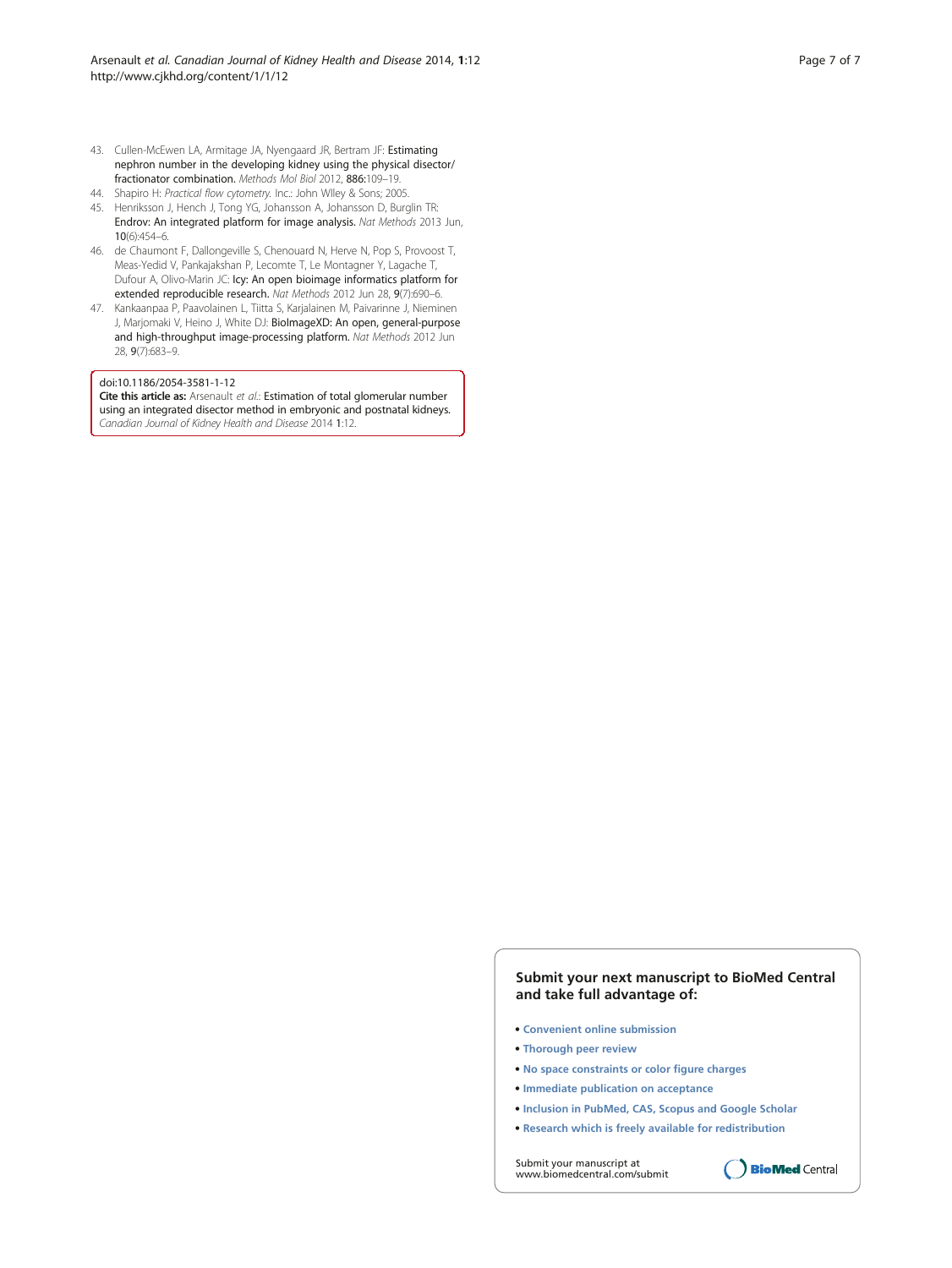43. Cullen-McEwen LA, Armitage JA, Nyengaard JR, Bertram JF: **Estimating nephron number in the developing kidney using the physical disector/fractionator combination.** *Methods Mol Biol* 2012, **886**:109–19.
44. Shapiro H: *Practical flow cytometry.* Inc.: John WIley & Sons; 2005.
45. Henriksson J, Hench J, Tong YG, Johansson A, Johansson D, Burglin TR: **Endrov: An integrated platform for image analysis.** *Nat Methods* 2013 Jun, **10**(6):454–6.
46. de Chaumont F, Dallongeville S, Chenouard N, Herve N, Pop S, Provoost T, Meas-Yedid V, Pankajakshan P, Lecomte T, Le Montagner Y, Lagache T, Dufour A, Olivo-Marin JC: **Icy: An open bioimage informatics platform for extended reproducible research.** *Nat Methods* 2012 Jun 28, **9**(7):690–6.
47. Kankaanpaa P, Paavolainen L, Tiitta S, Karjalainen M, Paivarinne J, Nieminen J, Marjomaki V, Heino J, White DJ: **BioImageXD: An open, general-purpose and high-throughput image-processing platform.** *Nat Methods* 2012 Jun 28, **9**(7):683–9.

doi:10.1186/2054-3581-1-12
**Cite this article as:** Arsenault *et al.*: Estimation of total glomerular number using an integrated disector method in embryonic and postnatal kidneys. *Canadian Journal of Kidney Health and Disease* 2014 **1**:12.

**Submit your next manuscript to BioMed Central and take full advantage of:**

- **Convenient online submission**
- **Thorough peer review**
- **No space constraints or color figure charges**
- **Immediate publication on acceptance**
- **Inclusion in PubMed, CAS, Scopus and Google Scholar**
- **Research which is freely available for redistribution**

Submit your manuscript at
www.biomedcentral.com/submit

BioMed Central